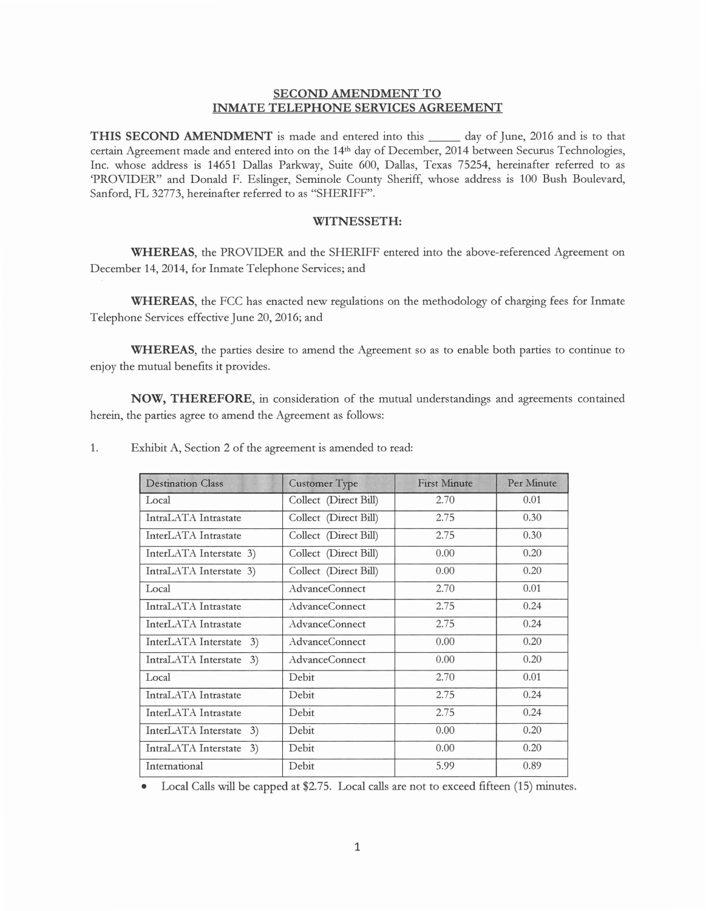# SECOND AMENDMENT TO INMATE TELEPHONE SERVICES AGREEMENT

**THIS SECOND AMENDMENT** is made and entered into this _____ day of June, 2016 and is to that certain Agreement made and entered into on the 14th day of December, 2014 between Securus Technologies, Inc. whose address is 14651 Dallas Parkway, Suite 600, Dallas, Texas 75254, hereinafter referred to as 'PROVIDER" and Donald F. Eslinger, Seminole County Sheriff, whose address is 100 Bush Boulevard, Sanford, FL 32773, hereinafter referred to as "SHERIFF".

## WITNESSETH:

**WHEREAS**, the PROVIDER and the SHERIFF entered into the above-referenced Agreement on December 14, 2014, for Inmate Telephone Services; and

**WHEREAS**, the FCC has enacted new regulations on the methodology of charging fees for Inmate Telephone Services effective June 20, 2016; and

**WHEREAS**, the parties desire to amend the Agreement so as to enable both parties to continue to enjoy the mutual benefits it provides.

**NOW, THEREFORE**, in consideration of the mutual understandings and agreements contained herein, the parties agree to amend the Agreement as follows:

1. Exhibit A, Section 2 of the agreement is amended to read:

| Destination Class | Customer Type | First Minute | Per Minute |
|---|---|---|---|
| Local | Collect (Direct Bill) | 2.70 | 0.01 |
| IntraLATA Intrastate | Collect (Direct Bill) | 2.75 | 0.30 |
| InterLATA Intrastate | Collect (Direct Bill) | 2.75 | 0.30 |
| InterLATA Interstate 3) | Collect (Direct Bill) | 0.00 | 0.20 |
| IntraLATA Interstate 3) | Collect (Direct Bill) | 0.00 | 0.20 |
| Local | AdvanceConnect | 2.70 | 0.01 |
| IntraLATA Intrastate | AdvanceConnect | 2.75 | 0.24 |
| InterLATA Intrastate | AdvanceConnect | 2.75 | 0.24 |
| InterLATA Interstate 3) | AdvanceConnect | 0.00 | 0.20 |
| IntraLATA Interstate 3) | AdvanceConnect | 0.00 | 0.20 |
| Local | Debit | 2.70 | 0.01 |
| IntraLATA Intrastate | Debit | 2.75 | 0.24 |
| InterLATA Intrastate | Debit | 2.75 | 0.24 |
| InterLATA Interstate 3) | Debit | 0.00 | 0.20 |
| IntraLATA Interstate 3) | Debit | 0.00 | 0.20 |
| International | Debit | 5.99 | 0.89 |

- Local Calls will be capped at $2.75. Local calls are not to exceed fifteen (15) minutes.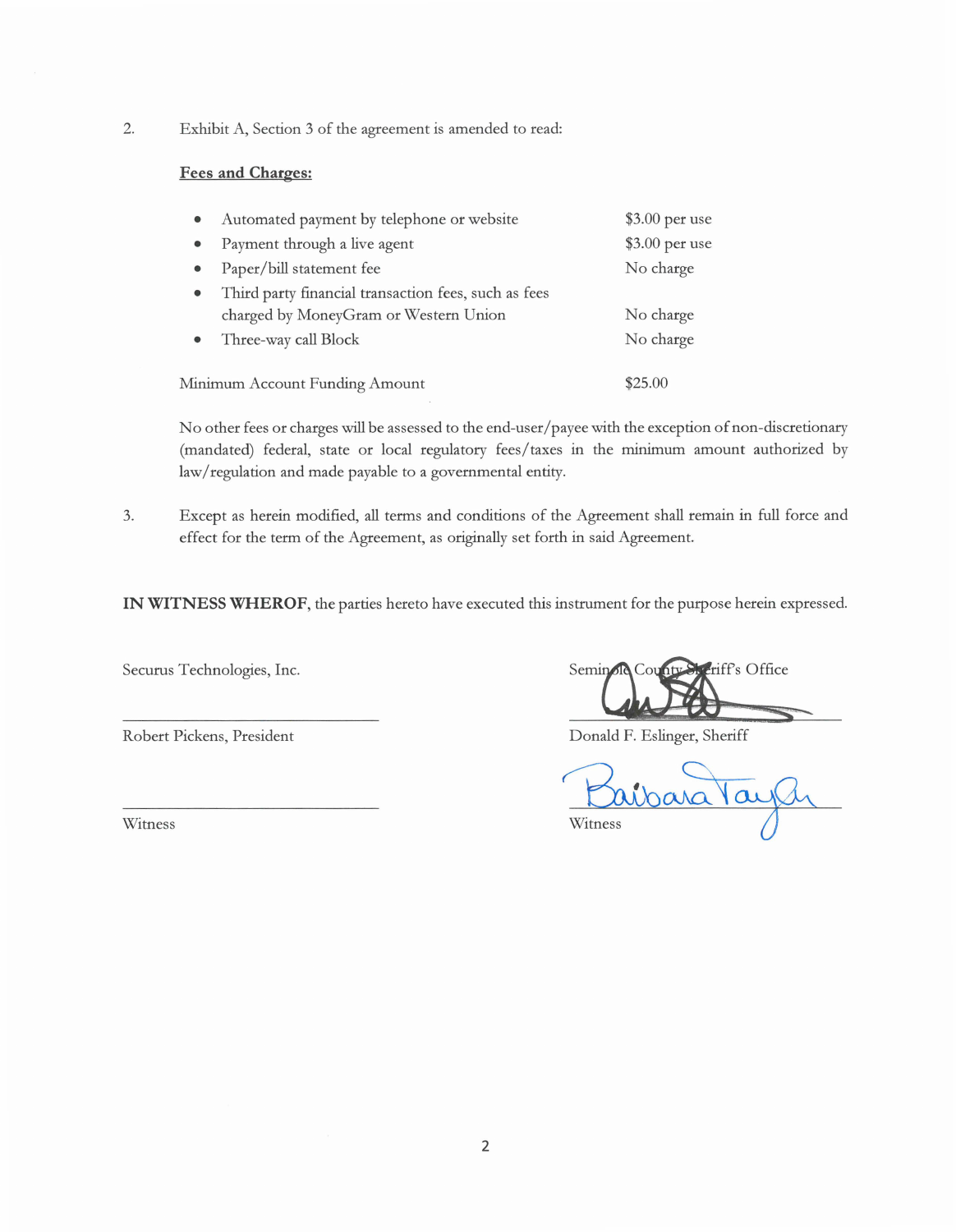2. Exhibit A, Section 3 of the agreement is amended to read:

**Fees and Charges:**

| | |
|---|---|
| • Automated payment by telephone or website | $3.00 per use |
| • Payment through a live agent | $3.00 per use |
| • Paper/bill statement fee | No charge |
| • Third party financial transaction fees, such as fees charged by MoneyGram or Western Union | No charge |
| • Three-way call Block | No charge |
| Minimum Account Funding Amount | $25.00 |

No other fees or charges will be assessed to the end-user/payee with the exception of non-discretionary (mandated) federal, state or local regulatory fees/taxes in the minimum amount authorized by law/regulation and made payable to a governmental entity.

3. Except as herein modified, all terms and conditions of the Agreement shall remain in full force and effect for the term of the Agreement, as originally set forth in said Agreement.

**IN WITNESS WHEROF**, the parties hereto have executed this instrument for the purpose herein expressed.

Securus Technologies, Inc.

\_\_\_\_\_\_\_\_\_\_\_\_\_\_\_\_\_\_\_\_\_\_\_\_\_\_\_\_\_\_

Robert Pickens, President

\_\_\_\_\_\_\_\_\_\_\_\_\_\_\_\_\_\_\_\_\_\_\_\_\_\_\_\_\_\_

Witness

Seminole County Sheriff's Office

\_\_\_\_\_\_\_\_\_\_\_\_\_\_\_\_\_\_\_\_\_\_\_\_\_\_\_\_\_\_

Donald F. Eslinger, Sheriff

Barbara Taylor

\_\_\_\_\_\_\_\_\_\_\_\_\_\_\_\_\_\_\_\_\_\_\_\_\_\_\_\_\_\_

Witness